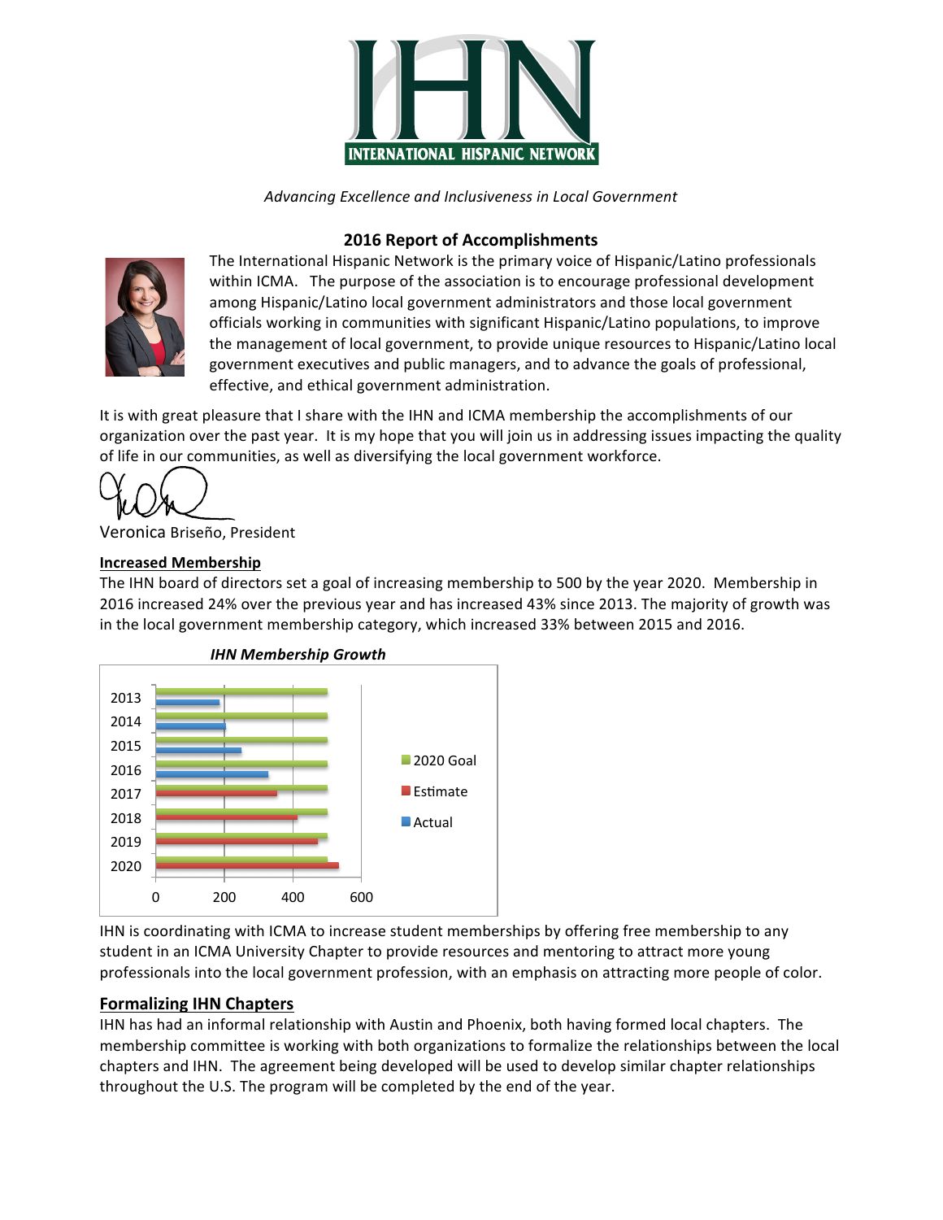# IHN

INTERNATIONAL HISPANIC NETWORK

*Advancing Excellence and Inclusiveness in Local Government*

## 2016 Report of Accomplishments

The International Hispanic Network is the primary voice of Hispanic/Latino professionals within ICMA. The purpose of the association is to encourage professional development among Hispanic/Latino local government administrators and those local government officials working in communities with significant Hispanic/Latino populations, to improve the management of local government, to provide unique resources to Hispanic/Latino local government executives and public managers, and to advance the goals of professional, effective, and ethical government administration.

It is with great pleasure that I share with the IHN and ICMA membership the accomplishments of our organization over the past year. It is my hope that you will join us in addressing issues impacting the quality of life in our communities, as well as diversifying the local government workforce.

Veronica Briseño, President

### Increased Membership

The IHN board of directors set a goal of increasing membership to 500 by the year 2020. Membership in 2016 increased 24% over the previous year and has increased 43% since 2013. The majority of growth was in the local government membership category, which increased 33% between 2015 and 2016.

***IHN Membership Growth***

(Bar chart: 2020 Goal, Estimate, Actual for years 2013–2020; x-axis 0, 200, 400, 600)

IHN is coordinating with ICMA to increase student memberships by offering free membership to any student in an ICMA University Chapter to provide resources and mentoring to attract more young professionals into the local government profession, with an emphasis on attracting more people of color.

### Formalizing IHN Chapters

IHN has had an informal relationship with Austin and Phoenix, both having formed local chapters. The membership committee is working with both organizations to formalize the relationships between the local chapters and IHN. The agreement being developed will be used to develop similar chapter relationships throughout the U.S. The program will be completed by the end of the year.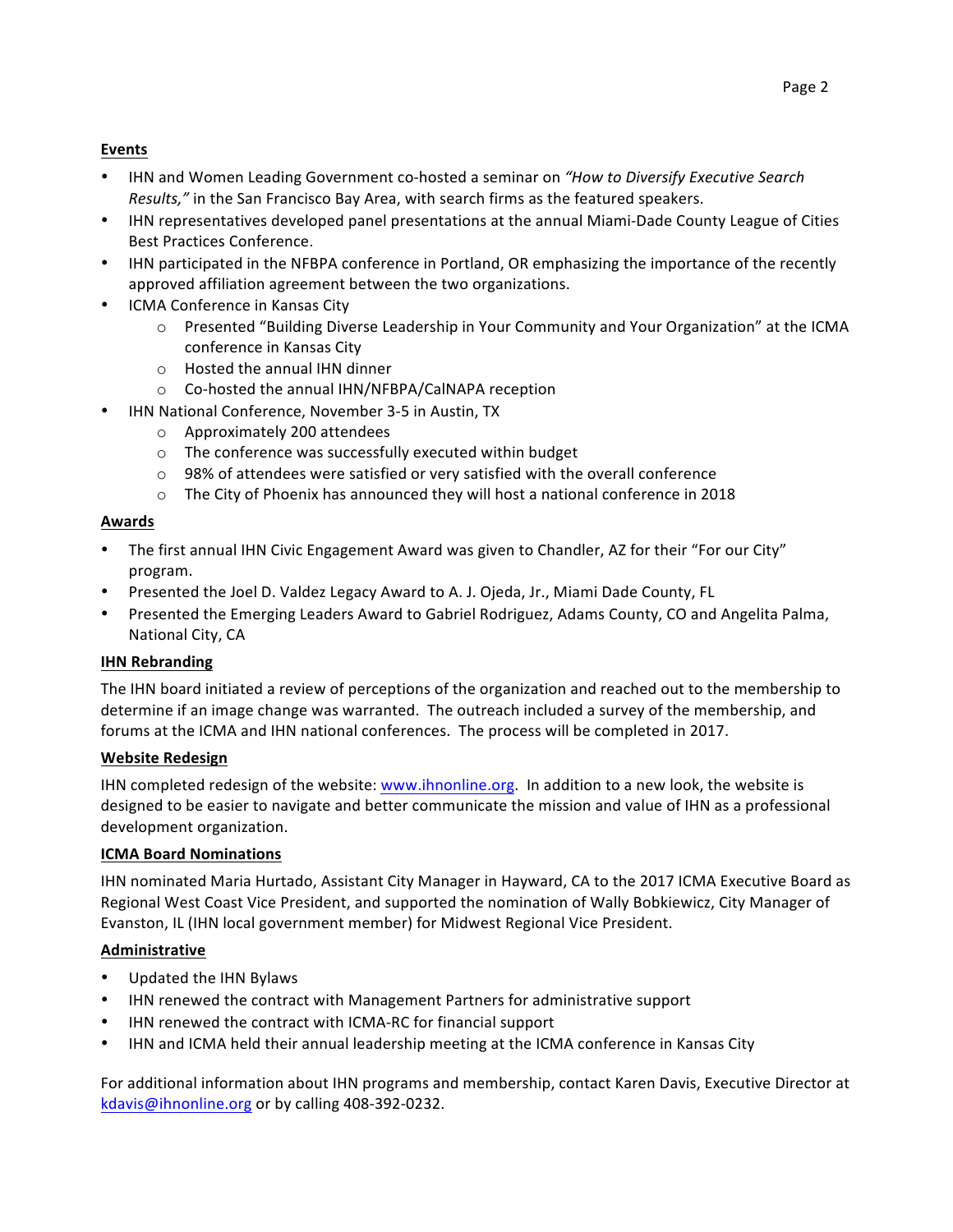**Events**

- IHN and Women Leading Government co-hosted a seminar on *"How to Diversify Executive Search Results,"* in the San Francisco Bay Area, with search firms as the featured speakers.
- IHN representatives developed panel presentations at the annual Miami-Dade County League of Cities Best Practices Conference.
- IHN participated in the NFBPA conference in Portland, OR emphasizing the importance of the recently approved affiliation agreement between the two organizations.
- ICMA Conference in Kansas City
  - Presented "Building Diverse Leadership in Your Community and Your Organization" at the ICMA conference in Kansas City
  - Hosted the annual IHN dinner
  - Co-hosted the annual IHN/NFBPA/CalNAPA reception
- IHN National Conference, November 3-5 in Austin, TX
  - Approximately 200 attendees
  - The conference was successfully executed within budget
  - 98% of attendees were satisfied or very satisfied with the overall conference
  - The City of Phoenix has announced they will host a national conference in 2018

**Awards**

- The first annual IHN Civic Engagement Award was given to Chandler, AZ for their "For our City" program.
- Presented the Joel D. Valdez Legacy Award to A. J. Ojeda, Jr., Miami Dade County, FL
- Presented the Emerging Leaders Award to Gabriel Rodriguez, Adams County, CO and Angelita Palma, National City, CA

**IHN Rebranding**

The IHN board initiated a review of perceptions of the organization and reached out to the membership to determine if an image change was warranted. The outreach included a survey of the membership, and forums at the ICMA and IHN national conferences. The process will be completed in 2017.

**Website Redesign**

IHN completed redesign of the website: www.ihnonline.org. In addition to a new look, the website is designed to be easier to navigate and better communicate the mission and value of IHN as a professional development organization.

**ICMA Board Nominations**

IHN nominated Maria Hurtado, Assistant City Manager in Hayward, CA to the 2017 ICMA Executive Board as Regional West Coast Vice President, and supported the nomination of Wally Bobkiewicz, City Manager of Evanston, IL (IHN local government member) for Midwest Regional Vice President.

**Administrative**

- Updated the IHN Bylaws
- IHN renewed the contract with Management Partners for administrative support
- IHN renewed the contract with ICMA-RC for financial support
- IHN and ICMA held their annual leadership meeting at the ICMA conference in Kansas City

For additional information about IHN programs and membership, contact Karen Davis, Executive Director at kdavis@ihnonline.org or by calling 408-392-0232.